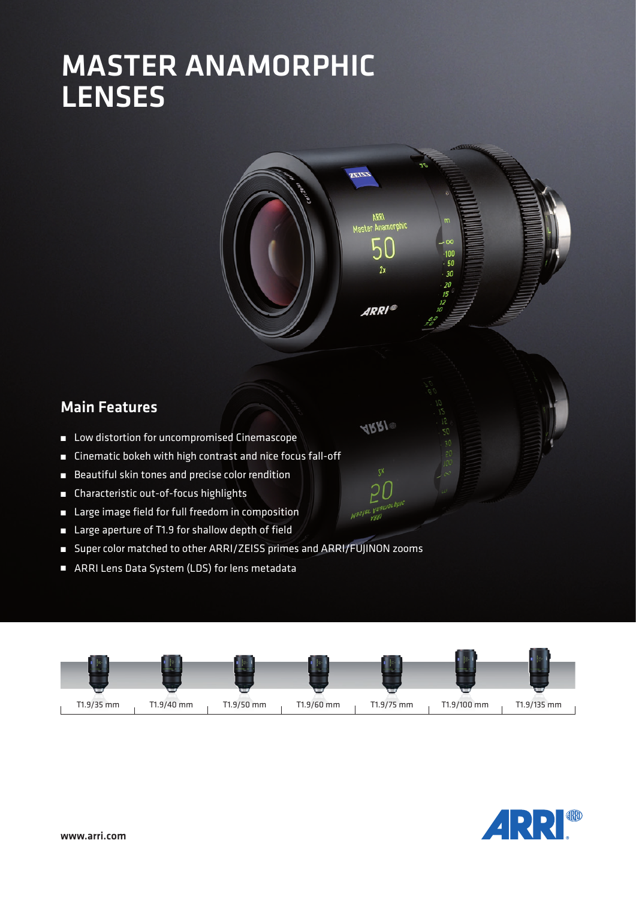# MASTER ANAMORPHIC LENSES

## Main Features

- Low distortion for uncompromised Cinemascope
- Cinematic bokeh with high contrast and nice focus fall-off
- Beautiful skin tones and precise color rendition
- Characteristic out-of-focus highlights
- Large image field for full freedom in composition
- Large aperture of T1.9 for shallow depth of field
- Super color matched to other ARRI/ZEISS primes and ARRI/FUJINON zooms
- ARRI Lens Data System (LDS) for lens metadata

T1.9/35 mm | T1.9/40 mm | T1.9/50 mm | T1.9/60 mm | T1.9/75 mm | T1.9/100 mm | T1.9/135 mm

www.arri.com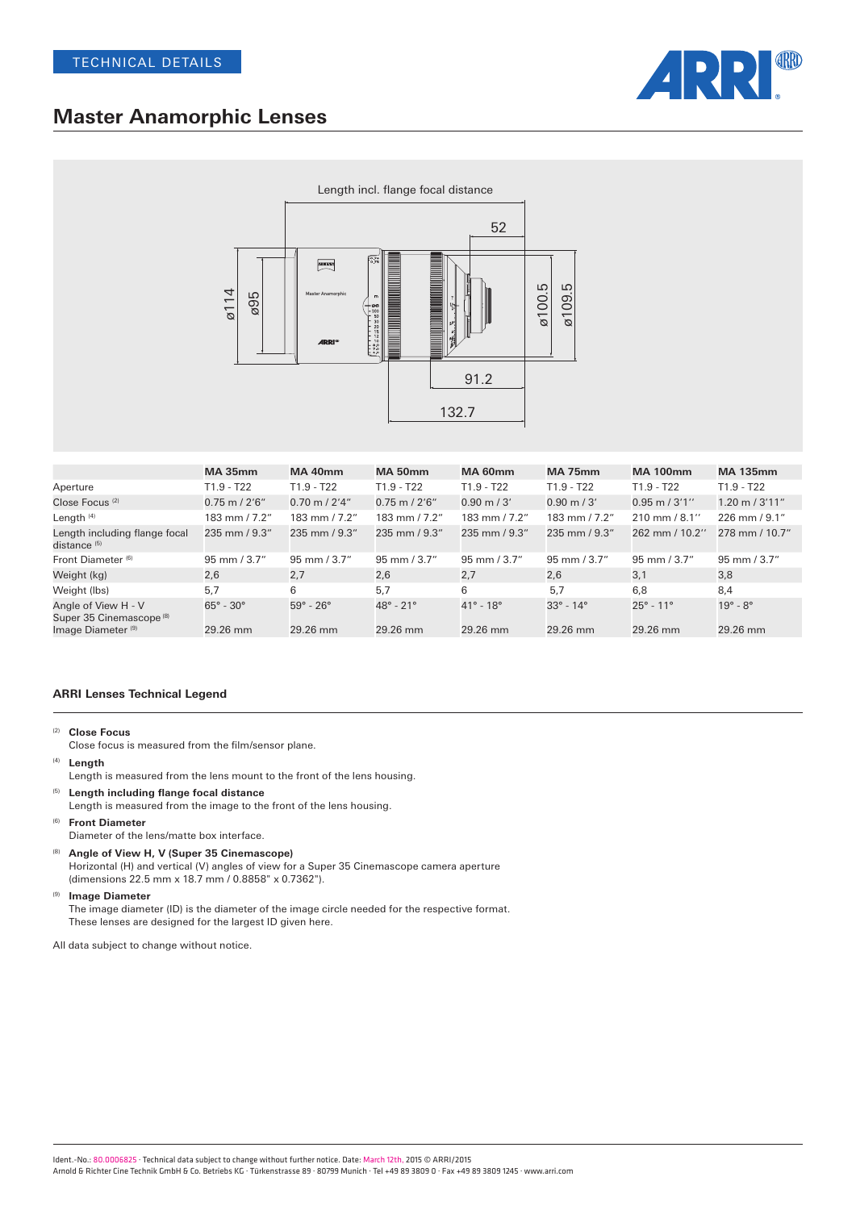TECHNICAL DETAILS

# Master Anamorphic Lenses

Length incl. flange focal distance

52

ø114

ø95

ø100.5

ø109.5

91.2

132.7

| | MA 35mm | MA 40mm | MA 50mm | MA 60mm | MA 75mm | MA 100mm | MA 135mm |
|---|---|---|---|---|---|---|---|
| Aperture | T1.9 - T22 | T1.9 - T22 | T1.9 - T22 | T1.9 - T22 | T1.9 - T22 | T1.9 - T22 | T1.9 - T22 |
| Close Focus [2] | 0.75 m / 2'6" | 0.70 m / 2'4" | 0.75 m / 2'6" | 0.90 m / 3' | 0.90 m / 3' | 0.95 m / 3'1'' | 1.20 m / 3'11" |
| Length [4] | 183 mm / 7.2" | 183 mm / 7.2" | 183 mm / 7.2" | 183 mm / 7.2" | 183 mm / 7.2" | 210 mm / 8.1'' | 226 mm / 9.1" |
| Length including flange focal distance [5] | 235 mm / 9.3" | 235 mm / 9.3" | 235 mm / 9.3" | 235 mm / 9.3" | 235 mm / 9.3" | 262 mm / 10.2'' | 278 mm / 10.7" |
| Front Diameter [6] | 95 mm / 3.7" | 95 mm / 3.7" | 95 mm / 3.7" | 95 mm / 3.7" | 95 mm / 3.7" | 95 mm / 3.7" | 95 mm / 3.7" |
| Weight (kg) | 2,6 | 2,7 | 2,6 | 2,7 | 2,6 | 3,1 | 3,8 |
| Weight (lbs) | 5,7 | 6 | 5,7 | 6 | 5,7 | 6,8 | 8,4 |
| Angle of View H - V Super 35 Cinemascope [8] | 65° - 30° | 59° - 26° | 48° - 21° | 41° - 18° | 33° - 14° | 25° - 11° | 19° - 8° |
| Image Diameter [9] | 29.26 mm | 29.26 mm | 29.26 mm | 29.26 mm | 29.26 mm | 29.26 mm | 29.26 mm |

### ARRI Lenses Technical Legend

[2] **Close Focus**
Close focus is measured from the film/sensor plane.

[4] **Length**
Length is measured from the lens mount to the front of the lens housing.

[5] **Length including flange focal distance**
Length is measured from the image to the front of the lens housing.

[6] **Front Diameter**
Diameter of the lens/matte box interface.

[8] **Angle of View H, V (Super 35 Cinemascope)**
Horizontal (H) and vertical (V) angles of view for a Super 35 Cinemascope camera aperture (dimensions 22.5 mm x 18.7 mm / 0.8858" x 0.7362").

[9] **Image Diameter**
The image diameter (ID) is the diameter of the image circle needed for the respective format. These lenses are designed for the largest ID given here.

All data subject to change without notice.

Ident.-No.: 80.0006825 · Technical data subject to change without further notice. Date: March 12th, 2015 © ARRI/2015
Arnold & Richter Cine Technik GmbH & Co. Betriebs KG · Türkenstrasse 89 · 80799 Munich · Tel +49 89 3809 0 · Fax +49 89 3809 1245 · www.arri.com